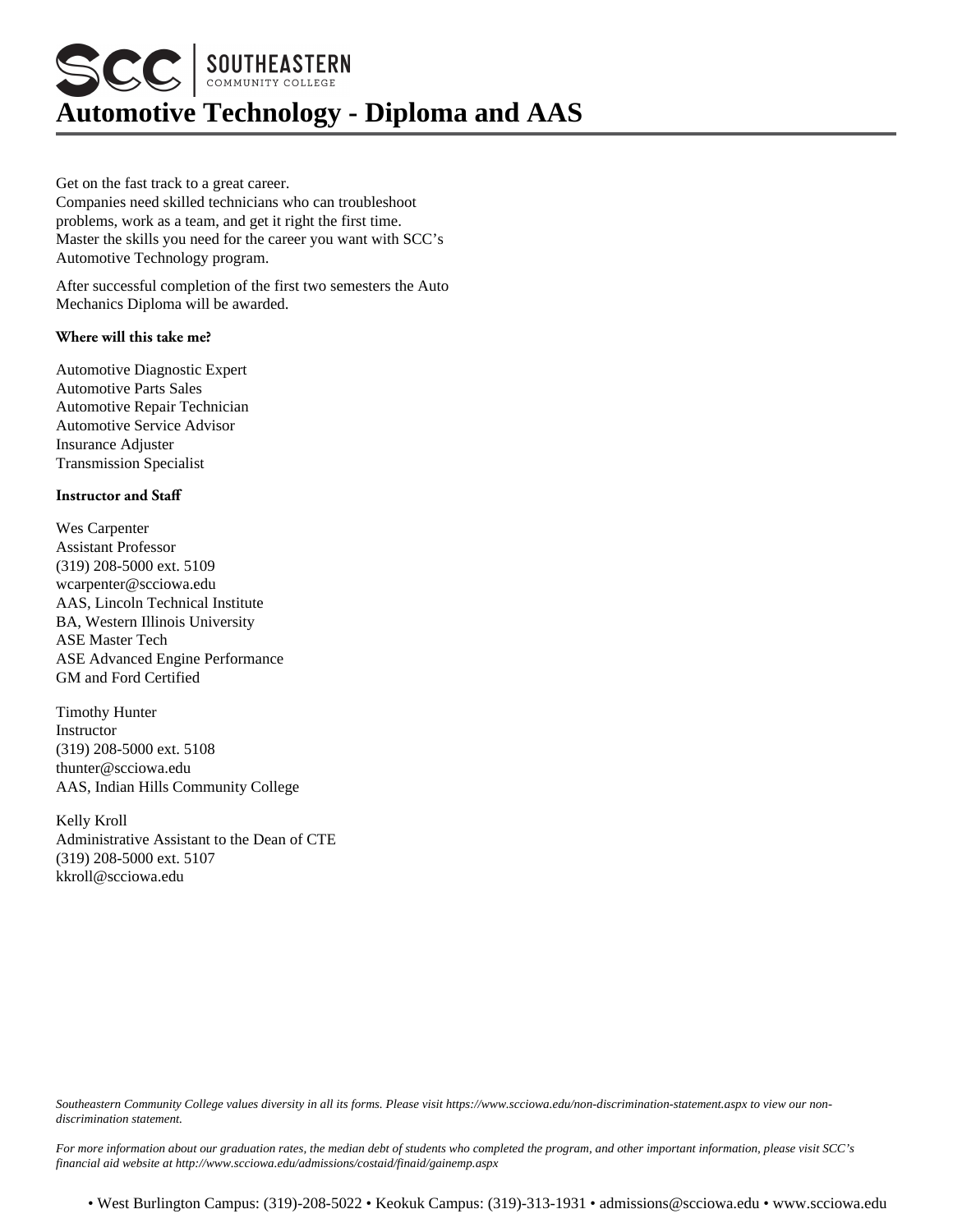# Automotive Technology - Diploma and AAS

Get on the fast track to a great career.
Companies need skilled technicians who can troubleshoot problems, work as a team, and get it right the first time. Master the skills you need for the career you want with SCC's Automotive Technology program.

After successful completion of the first two semesters the Auto Mechanics Diploma will be awarded.

### Where will this take me?

Automotive Diagnostic Expert
Automotive Parts Sales
Automotive Repair Technician
Automotive Service Advisor
Insurance Adjuster
Transmission Specialist

### Instructor and Staff

Wes Carpenter
Assistant Professor
(319) 208-5000 ext. 5109
wcarpenter@scciowa.edu
AAS, Lincoln Technical Institute
BA, Western Illinois University
ASE Master Tech
ASE Advanced Engine Performance
GM and Ford Certified

Timothy Hunter
Instructor
(319) 208-5000 ext. 5108
thunter@scciowa.edu
AAS, Indian Hills Community College

Kelly Kroll
Administrative Assistant to the Dean of CTE
(319) 208-5000 ext. 5107
kkroll@scciowa.edu

*Southeastern Community College values diversity in all its forms. Please visit https://www.scciowa.edu/non-discrimination-statement.aspx to view our non-discrimination statement.*

*For more information about our graduation rates, the median debt of students who completed the program, and other important information, please visit SCC's financial aid website at http://www.scciowa.edu/admissions/costaid/finaid/gainemp.aspx*

• West Burlington Campus: (319)-208-5022 • Keokuk Campus: (319)-313-1931 • admissions@scciowa.edu • www.scciowa.edu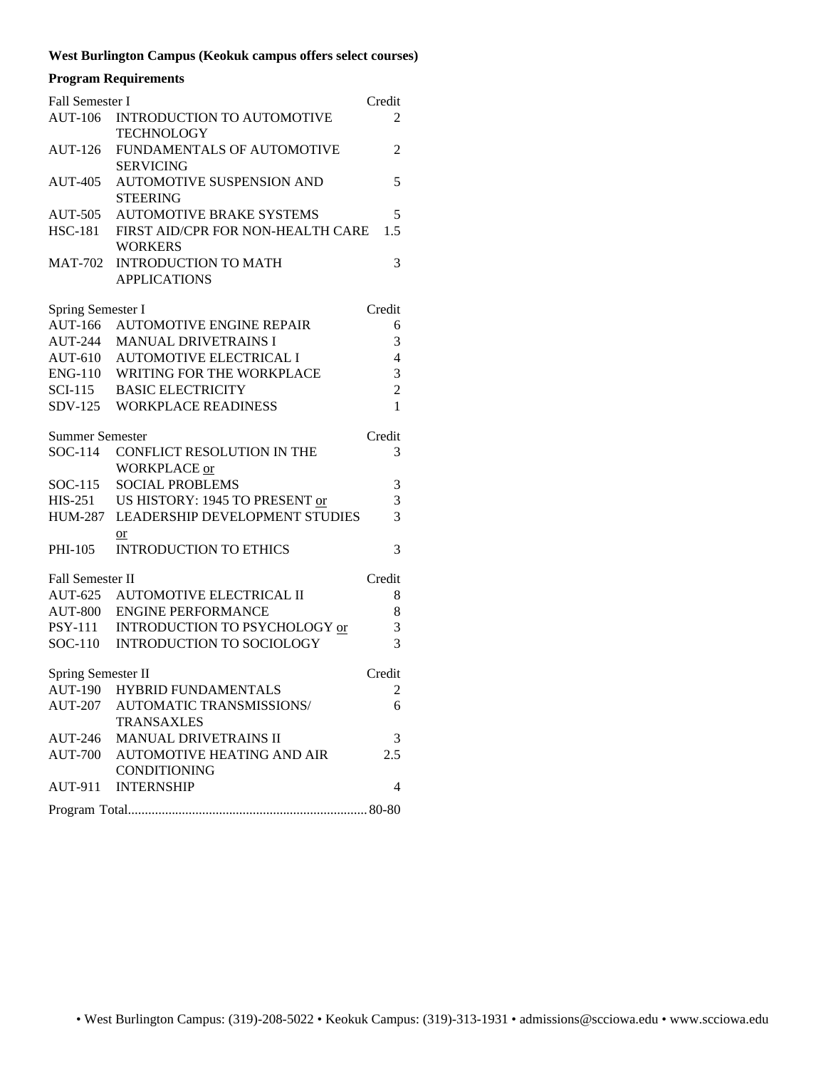**West Burlington Campus (Keokuk campus offers select courses)**

**Program Requirements**

| Fall Semester I | | Credit |
|---|---|---|
| AUT-106 | INTRODUCTION TO AUTOMOTIVE TECHNOLOGY | 2 |
| AUT-126 | FUNDAMENTALS OF AUTOMOTIVE SERVICING | 2 |
| AUT-405 | AUTOMOTIVE SUSPENSION AND STEERING | 5 |
| AUT-505 | AUTOMOTIVE BRAKE SYSTEMS | 5 |
| HSC-181 | FIRST AID/CPR FOR NON-HEALTH CARE WORKERS | 1.5 |
| MAT-702 | INTRODUCTION TO MATH APPLICATIONS | 3 |

| Spring Semester I | | Credit |
|---|---|---|
| AUT-166 | AUTOMOTIVE ENGINE REPAIR | 6 |
| AUT-244 | MANUAL DRIVETRAINS I | 3 |
| AUT-610 | AUTOMOTIVE ELECTRICAL I | 4 |
| ENG-110 | WRITING FOR THE WORKPLACE | 3 |
| SCI-115 | BASIC ELECTRICITY | 2 |
| SDV-125 | WORKPLACE READINESS | 1 |

| Summer Semester | | Credit |
|---|---|---|
| SOC-114 | CONFLICT RESOLUTION IN THE WORKPLACE or | 3 |
| SOC-115 | SOCIAL PROBLEMS | 3 |
| HIS-251 | US HISTORY: 1945 TO PRESENT or | 3 |
| HUM-287 | LEADERSHIP DEVELOPMENT STUDIES or | 3 |
| PHI-105 | INTRODUCTION TO ETHICS | 3 |

| Fall Semester II | | Credit |
|---|---|---|
| AUT-625 | AUTOMOTIVE ELECTRICAL II | 8 |
| AUT-800 | ENGINE PERFORMANCE | 8 |
| PSY-111 | INTRODUCTION TO PSYCHOLOGY or | 3 |
| SOC-110 | INTRODUCTION TO SOCIOLOGY | 3 |

| Spring Semester II | | Credit |
|---|---|---|
| AUT-190 | HYBRID FUNDAMENTALS | 2 |
| AUT-207 | AUTOMATIC TRANSMISSIONS/ TRANSAXLES | 6 |
| AUT-246 | MANUAL DRIVETRAINS II | 3 |
| AUT-700 | AUTOMOTIVE HEATING AND AIR CONDITIONING | 2.5 |
| AUT-911 | INTERNSHIP | 4 |

Program Total....................................................................... 80-80

• West Burlington Campus: (319)-208-5022 • Keokuk Campus: (319)-313-1931 • admissions@scciowa.edu • www.scciowa.edu